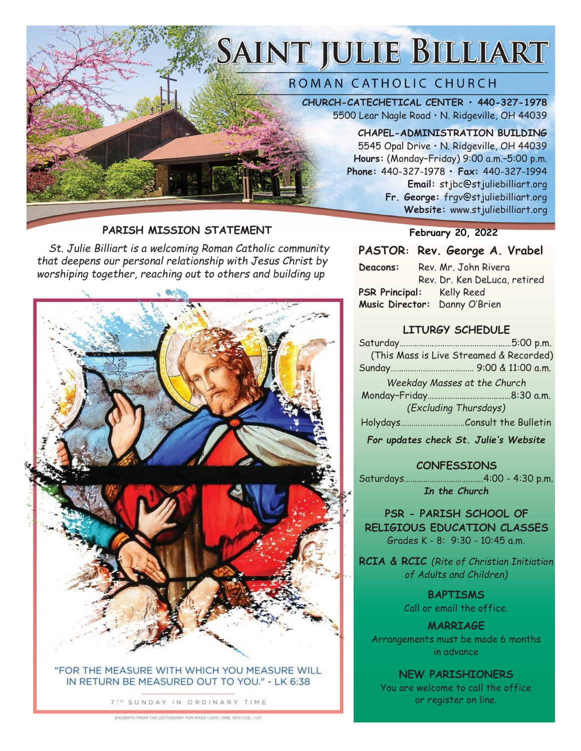# SAINT JULIE BILLIART

## ROMAN CATHOLIC CHURCH

**CHURCH-CATECHETICAL CENTER • 440-327-1978**
5500 Lear Nagle Road • N. Ridgeville, OH 44039

**CHAPEL-ADMINISTRATION BUILDING**
5545 Opal Drive • N. Ridgeville, OH 44039
**Hours:** (Monday–Friday) 9:00 a.m.–5:00 p.m.
**Phone:** 440-327-1978 • **Fax:** 440-327-1994
**Email:** stjbc@stjuliebilliart.org
**Fr. George:** frgv@stjuliebilliart.org
**Website:** www.stjuliebilliart.org

### PARISH MISSION STATEMENT

*St. Julie Billiart is a welcoming Roman Catholic community that deepens our personal relationship with Jesus Christ by worshiping together, reaching out to others and building up*

"FOR THE MEASURE WITH WHICH YOU MEASURE WILL IN RETURN BE MEASURED OUT TO YOU." - LK 6:38

7TH SUNDAY IN ORDINARY TIME

EXCERPTS FROM THE LECTIONARY FOR MASS ©2001, 1998, 1970 CCD. ©LPI

**February 20, 2022**

**PASTOR: Rev. George A. Vrabel**

**Deacons:** Rev. Mr. John Rivera
Rev. Dr. Ken DeLuca, retired
**PSR Principal:** Kelly Reed
**Music Director:** Danny O'Brien

### LITURGY SCHEDULE

Saturday……5:00 p.m.
(This Mass is Live Streamed & Recorded)
Sunday…… 9:00 & 11:00 a.m.

*Weekday Masses at the Church*
Monday–Friday……8:30 a.m.
*(Excluding Thursdays)*
Holydays……Consult the Bulletin

***For updates check St. Julie's Website***

### CONFESSIONS

Saturdays……4:00 - 4:30 p.m.
***In the Church***

### PSR - PARISH SCHOOL OF RELIGIOUS EDUCATION CLASSES

Grades K - 8: 9:30 - 10:45 a.m.

**RCIA & RCIC** *(Rite of Christian Initiation of Adults and Children)*

### BAPTISMS

Call or email the office.

### MARRIAGE

Arrangements must be made 6 months in advance

### NEW PARISHIONERS

You are welcome to call the office or register on line.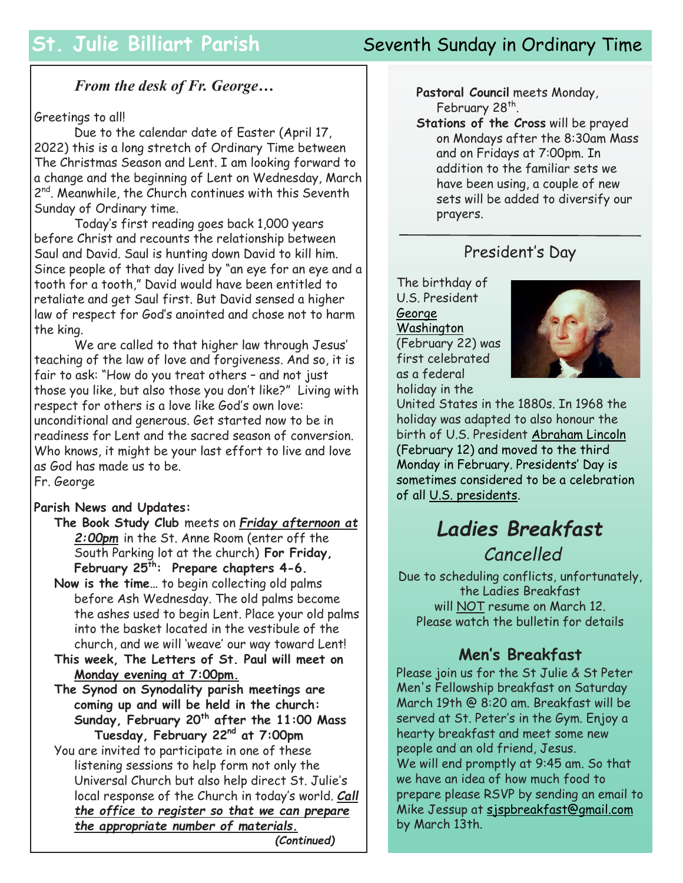# St. Julie Billiart Parish

## Seventh Sunday in Ordinary Time

### *From the desk of Fr. George…*

Greetings to all!

Due to the calendar date of Easter (April 17, 2022) this is a long stretch of Ordinary Time between The Christmas Season and Lent. I am looking forward to a change and the beginning of Lent on Wednesday, March 2nd. Meanwhile, the Church continues with this Seventh Sunday of Ordinary time.

Today's first reading goes back 1,000 years before Christ and recounts the relationship between Saul and David. Saul is hunting down David to kill him. Since people of that day lived by "an eye for an eye and a tooth for a tooth," David would have been entitled to retaliate and get Saul first. But David sensed a higher law of respect for God's anointed and chose not to harm the king.

We are called to that higher law through Jesus' teaching of the law of love and forgiveness. And so, it is fair to ask: "How do you treat others – and not just those you like, but also those you don't like?" Living with respect for others is a love like God's own love: unconditional and generous. Get started now to be in readiness for Lent and the sacred season of conversion. Who knows, it might be your last effort to live and love as God has made us to be.

Fr. George

**Parish News and Updates:**

**The Book Study Club** meets on ***Friday afternoon at 2:00pm*** in the St. Anne Room (enter off the South Parking lot at the church) **For Friday, February 25th: Prepare chapters 4-6.**

**Now is the time**… to begin collecting old palms before Ash Wednesday. The old palms become the ashes used to begin Lent. Place your old palms into the basket located in the vestibule of the church, and we will 'weave' our way toward Lent!

**This week, The Letters of St. Paul will meet on Monday evening at 7:00pm.**

**The Synod on Synodality parish meetings are coming up and will be held in the church: Sunday, February 20th after the 11:00 Mass Tuesday, February 22nd at 7:00pm**

You are invited to participate in one of these listening sessions to help form not only the Universal Church but also help direct St. Julie's local response of the Church in today's world. ***Call the office to register so that we can prepare the appropriate number of materials.***

***(Continued)***

**Pastoral Council** meets Monday, February 28th.

**Stations of the Cross** will be prayed on Mondays after the 8:30am Mass and on Fridays at 7:00pm. In addition to the familiar sets we have been using, a couple of new sets will be added to diversify our prayers.

---

## President's Day

The birthday of U.S. President George Washington (February 22) was first celebrated as a federal holiday in the United States in the 1880s. In 1968 the holiday was adapted to also honour the birth of U.S. President Abraham Lincoln (February 12) and moved to the third Monday in February. Presidents' Day is sometimes considered to be a celebration of all U.S. presidents.

## *Ladies Breakfast*

### *Cancelled*

Due to scheduling conflicts, unfortunately, the Ladies Breakfast will NOT resume on March 12. Please watch the bulletin for details

## Men's Breakfast

Please join us for the St Julie & St Peter Men's Fellowship breakfast on Saturday March 19th @ 8:20 am. Breakfast will be served at St. Peter's in the Gym. Enjoy a hearty breakfast and meet some new people and an old friend, Jesus.

We will end promptly at 9:45 am. So that we have an idea of how much food to prepare please RSVP by sending an email to Mike Jessup at sjspbreakfast@gmail.com by March 13th.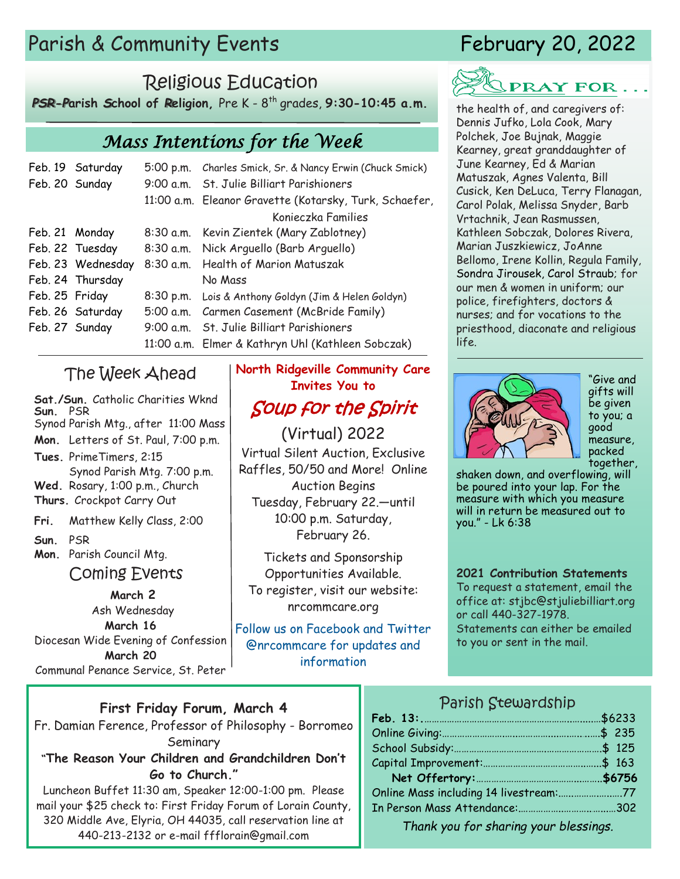# Parish & Community Events

February 20, 2022

## Religious Education

***PSR-P**arish **S**chool of **R**eligion,* Pre K - 8th grades, **9:30-10:45 a.m.**

## *Mass Intentions for the Week*

| Date | Day | Time | Intention |
|---|---|---|---|
| Feb. 19 | Saturday | 5:00 p.m. | Charles Smick, Sr. & Nancy Erwin (Chuck Smick) |
| Feb. 20 | Sunday | 9:00 a.m. | St. Julie Billiart Parishioners |
| | | 11:00 a.m. | Eleanor Gravette (Kotarsky, Turk, Schaefer, Konieczka Families |
| Feb. 21 | Monday | 8:30 a.m. | Kevin Zientek (Mary Zablotney) |
| Feb. 22 | Tuesday | 8:30 a.m. | Nick Arguello (Barb Arguello) |
| Feb. 23 | Wednesday | 8:30 a.m. | Health of Marion Matuszak |
| Feb. 24 | Thursday | | No Mass |
| Feb. 25 | Friday | 8:30 p.m. | Lois & Anthony Goldyn (Jim & Helen Goldyn) |
| Feb. 26 | Saturday | 5:00 a.m. | Carmen Casement (McBride Family) |
| Feb. 27 | Sunday | 9:00 a.m. | St. Julie Billiart Parishioners |
| | | 11:00 a.m. | Elmer & Kathryn Uhl (Kathleen Sobczak) |

## The Week Ahead

**Sat./Sun.** Catholic Charities Wknd
**Sun.** PSR
Synod Parish Mtg., after 11:00 Mass
**Mon.** Letters of St. Paul, 7:00 p.m.
**Tues.** PrimeTimers, 2:15
Synod Parish Mtg. 7:00 p.m.
**Wed.** Rosary, 1:00 p.m., Church
**Thurs.** Crockpot Carry Out
**Fri.** Matthew Kelly Class, 2:00
**Sun.** PSR
**Mon.** Parish Council Mtg.

## Coming Events

**March 2**
Ash Wednesday
**March 16**
Diocesan Wide Evening of Confession
**March 20**
Communal Penance Service, St. Peter

**North Ridgeville Community Care Invites You to**

## *Soup for the Spirit*

(Virtual) 2022

Virtual Silent Auction, Exclusive Raffles, 50/50 and More! Online Auction Begins Tuesday, February 22.—until 10:00 p.m. Saturday, February 26.

Tickets and Sponsorship Opportunities Available. To register, visit our website: nrcommcare.org

Follow us on Facebook and Twitter @nrcommcare for updates and information

## PRAY FOR . . .

the health of, and caregivers of: Dennis Jufko, Lola Cook, Mary Polchek, Joe Bujnak, Maggie Kearney, great granddaughter of June Kearney, Ed & Marian Matuszak, Agnes Valenta, Bill Cusick, Ken DeLuca, Terry Flanagan, Carol Polak, Melissa Snyder, Barb Vrtachnik, Jean Rasmussen, Kathleen Sobczak, Dolores Rivera, Marian Juszkiewicz, JoAnne Bellomo, Irene Kollin, Regula Family, Sondra Jirousek, Carol Straub; for our men & women in uniform; our police, firefighters, doctors & nurses; and for vocations to the priesthood, diaconate and religious life.

"Give and gifts will be given to you; a good measure, packed together, shaken down, and overflowing, will be poured into your lap. For the measure with which you measure will in return be measured out to you." - Lk 6:38

**2021 Contribution Statements**
To request a statement, email the office at: stjbc@stjuliebilliart.org or call 440-327-1978. Statements can either be emailed to you or sent in the mail.

### First Friday Forum, March 4

Fr. Damian Ference, Professor of Philosophy - Borromeo Seminary

**"The Reason Your Children and Grandchildren Don't Go to Church."**

Luncheon Buffet 11:30 am, Speaker 12:00-1:00 pm. Please mail your $25 check to: First Friday Forum of Lorain County, 320 Middle Ave, Elyria, OH 44035, call reservation line at 440-213-2132 or e-mail ffflorain@gmail.com

## Parish Stewardship

| | |
|---|---|
| **Feb. 13:** | $6233 |
| Online Giving: | $ 235 |
| School Subsidy: | $ 125 |
| Capital Improvement: | $ 163 |
| **Net Offertory:** | **$6756** |
| Online Mass including 14 livestream: | 77 |
| In Person Mass Attendance: | 302 |

*Thank you for sharing your blessings.*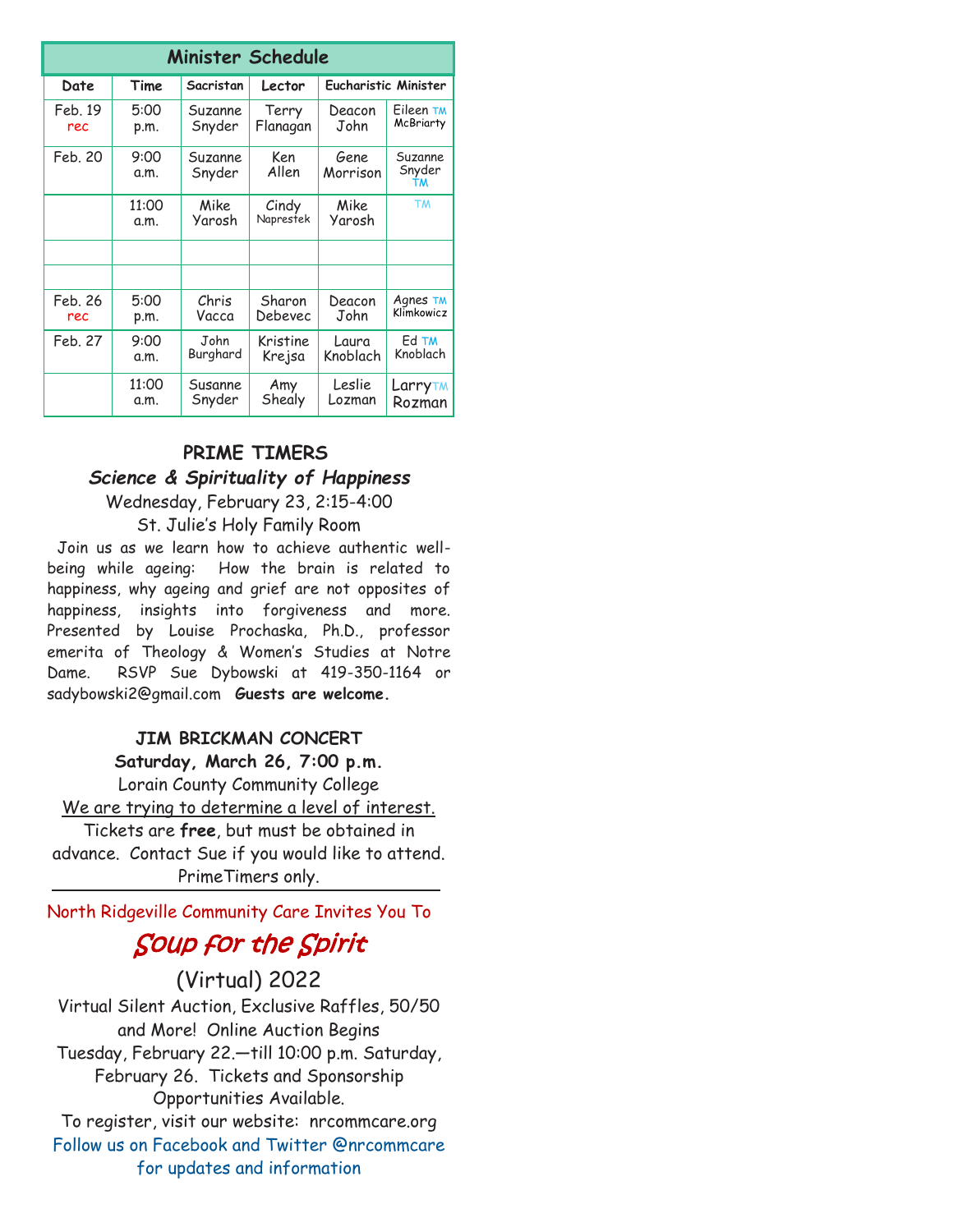## Minister Schedule

| Date | Time | Sacristan | Lector | Eucharistic Minister | |
|---|---|---|---|---|---|
| Feb. 19 rec | 5:00 p.m. | Suzanne Snyder | Terry Flanagan | Deacon John | Eileen TM McBriarty |
| Feb. 20 | 9:00 a.m. | Suzanne Snyder | Ken Allen | Gene Morrison | Suzanne Snyder TM |
| | 11:00 a.m. | Mike Yarosh | Cindy Naprestek | Mike Yarosh | TM |
| | | | | | |
| | | | | | |
| Feb. 26 rec | 5:00 p.m. | Chris Vacca | Sharon Debevec | Deacon John | Agnes TM Klimkowicz |
| Feb. 27 | 9:00 a.m. | John Burghard | Kristine Krejsa | Laura Knoblach | Ed TM Knoblach |
| | 11:00 a.m. | Susanne Snyder | Amy Shealy | Leslie Lozman | Larry TM Rozman |

### PRIME TIMERS

***Science & Spirituality of Happiness***

Wednesday, February 23, 2:15-4:00

St. Julie's Holy Family Room

Join us as we learn how to achieve authentic well-being while ageing: How the brain is related to happiness, why ageing and grief are not opposites of happiness, insights into forgiveness and more. Presented by Louise Prochaska, Ph.D., professor emerita of Theology & Women's Studies at Notre Dame. RSVP Sue Dybowski at 419-350-1164 or sadybowski2@gmail.com **Guests are welcome.**

### JIM BRICKMAN CONCERT

**Saturday, March 26, 7:00 p.m.**

Lorain County Community College

We are trying to determine a level of interest.

Tickets are **free**, but must be obtained in advance. Contact Sue if you would like to attend. PrimeTimers only.

---

North Ridgeville Community Care Invites You To

## Soup for the Spirit

(Virtual) 2022

Virtual Silent Auction, Exclusive Raffles, 50/50 and More! Online Auction Begins Tuesday, February 22.—till 10:00 p.m. Saturday, February 26. Tickets and Sponsorship Opportunities Available.

To register, visit our website: nrcommcare.org

Follow us on Facebook and Twitter @nrcommcare for updates and information